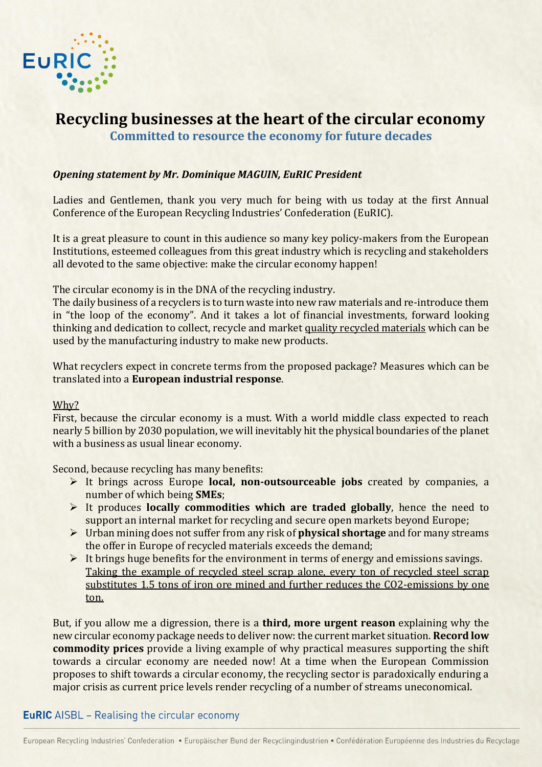# Recycling businesses at the heart of the circular economy

## Committed to resource the economy for future decades

***Opening statement by Mr. Dominique MAGUIN, EuRIC President***

Ladies and Gentlemen, thank you very much for being with us today at the first Annual Conference of the European Recycling Industries' Confederation (EuRIC).

It is a great pleasure to count in this audience so many key policy-makers from the European Institutions, esteemed colleagues from this great industry which is recycling and stakeholders all devoted to the same objective: make the circular economy happen!

The circular economy is in the DNA of the recycling industry.
The daily business of a recyclers is to turn waste into new raw materials and re-introduce them in "the loop of the economy". And it takes a lot of financial investments, forward looking thinking and dedication to collect, recycle and market quality recycled materials which can be used by the manufacturing industry to make new products.

What recyclers expect in concrete terms from the proposed package? Measures which can be translated into a **European industrial response**.

Why?
First, because the circular economy is a must. With a world middle class expected to reach nearly 5 billion by 2030 population, we will inevitably hit the physical boundaries of the planet with a business as usual linear economy.

Second, because recycling has many benefits:

- It brings across Europe **local, non-outsourceable jobs** created by companies, a number of which being **SMEs**;
- It produces **locally commodities which are traded globally**, hence the need to support an internal market for recycling and secure open markets beyond Europe;
- Urban mining does not suffer from any risk of **physical shortage** and for many streams the offer in Europe of recycled materials exceeds the demand;
- It brings huge benefits for the environment in terms of energy and emissions savings. Taking the example of recycled steel scrap alone, every ton of recycled steel scrap substitutes 1.5 tons of iron ore mined and further reduces the CO2-emissions by one ton.

But, if you allow me a digression, there is a **third, more urgent reason** explaining why the new circular economy package needs to deliver now: the current market situation. **Record low commodity prices** provide a living example of why practical measures supporting the shift towards a circular economy are needed now! At a time when the European Commission proposes to shift towards a circular economy, the recycling sector is paradoxically enduring a major crisis as current price levels render recycling of a number of streams uneconomical.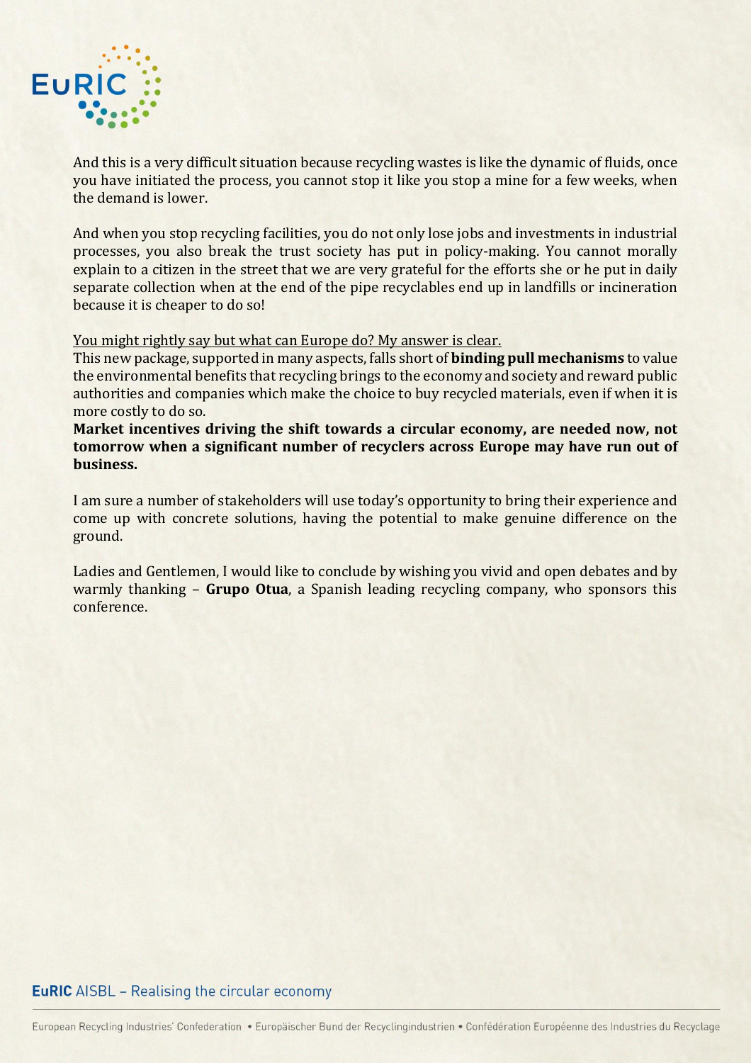And this is a very difficult situation because recycling wastes is like the dynamic of fluids, once you have initiated the process, you cannot stop it like you stop a mine for a few weeks, when the demand is lower.

And when you stop recycling facilities, you do not only lose jobs and investments in industrial processes, you also break the trust society has put in policy-making. You cannot morally explain to a citizen in the street that we are very grateful for the efforts she or he put in daily separate collection when at the end of the pipe recyclables end up in landfills or incineration because it is cheaper to do so!

<u>You might rightly say but what can Europe do? My answer is clear.</u>
This new package, supported in many aspects, falls short of **binding pull mechanisms** to value the environmental benefits that recycling brings to the economy and society and reward public authorities and companies which make the choice to buy recycled materials, even if when it is more costly to do so.
**Market incentives driving the shift towards a circular economy, are needed now, not tomorrow when a significant number of recyclers across Europe may have run out of business.**

I am sure a number of stakeholders will use today's opportunity to bring their experience and come up with concrete solutions, having the potential to make genuine difference on the ground.

Ladies and Gentlemen, I would like to conclude by wishing you vivid and open debates and by warmly thanking – **Grupo Otua**, a Spanish leading recycling company, who sponsors this conference.